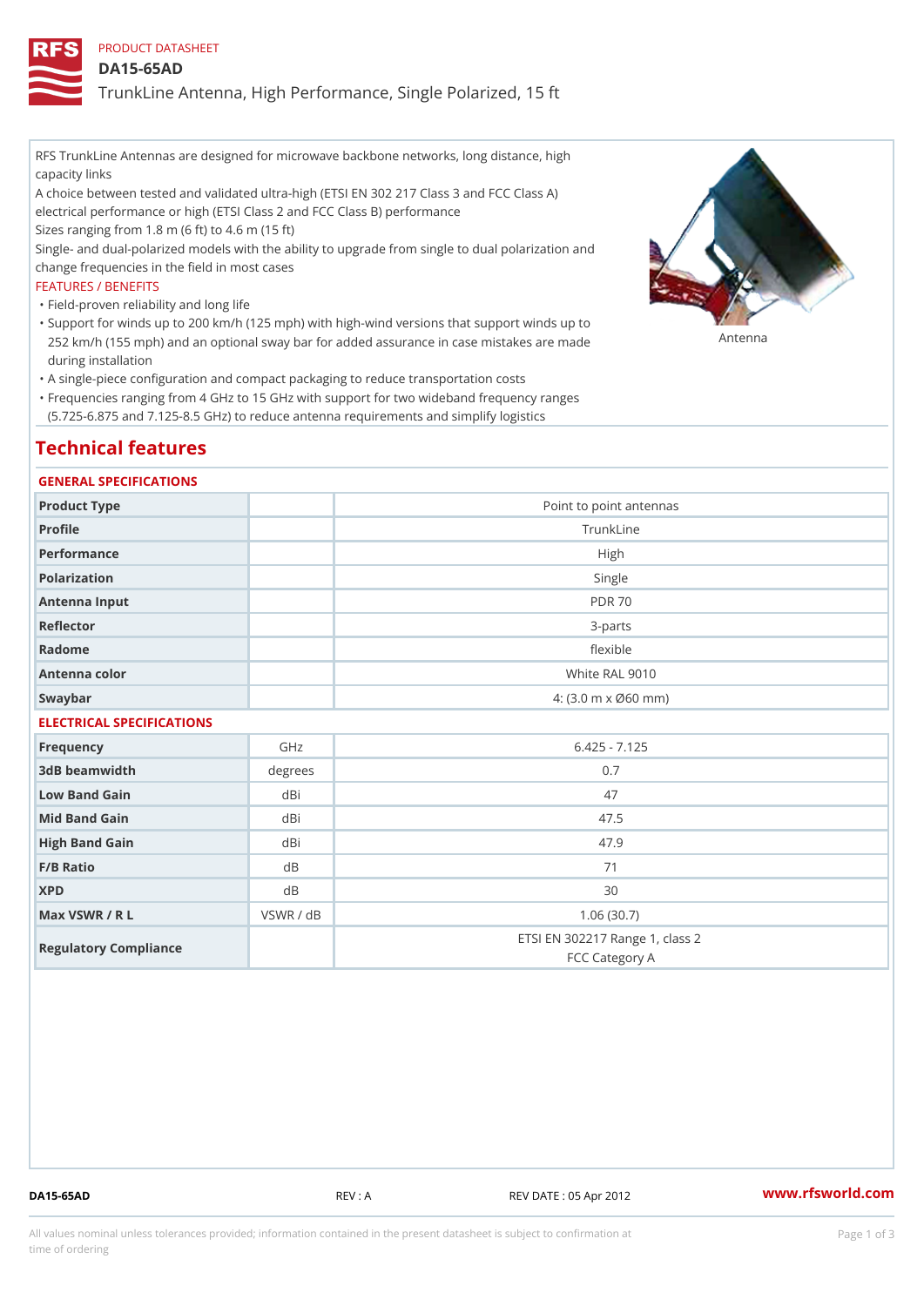PRODUCT DATASHEET

# DA15-65AD

## TrunkLine Antenna, High Performance, Single Polarized, 15 ft

RFS TrunkLine Antennas are designed for microwave backbone networks, long distance, high capacity links

A choice between tested and validated ultra-high (ETSI EN 302 217 Class 3 and FCC Class A) electrical performance or high (ETSI Class 2 and FCC Class B) performance

Sizes ranging from 1.8 m (6 ft) to 4.6 m (15 ft)

Single- and dual-polarized models with the ability to upgrade from single to dual polarization and change frequencies in the field in most cases

FEATURES / BENEFITS

- Field-proven reliability and long life
- Support for winds up to 200 km/h (125 mph) with high-wind versions that support winds up to 252 km/h (155 mph) and an optional sway bar for added assurance in case mistakes are made during installation
- A single-piece configuration and compact packaging to reduce transportation costs
- Frequencies ranging from 4 GHz to 15 GHz with support for two wideband frequency ranges (5.725-6.875 and 7.125-8.5 GHz) to reduce antenna requirements and simplify logistics

Antenna

## Technical features

### GENERAL SPECIFICATIONS

| | | |
|---|---|---|
| Product Type | | Point to point antennas |
| Profile | | TrunkLine |
| Performance | | High |
| Polarization | | Single |
| Antenna Input | | PDR 70 |
| Reflector | | 3-parts |
| Radome | | flexible |
| Antenna color | | White RAL 9010 |
| Swaybar | | 4: (3.0 m x Ø60 mm) |

### ELECTRICAL SPECIFICATIONS

| | | |
|---|---|---|
| Frequency | GHz | 6.425 - 7.125 |
| 3dB beamwidth | degrees | 0.7 |
| Low Band Gain | dBi | 47 |
| Mid Band Gain | dBi | 47.5 |
| High Band Gain | dBi | 47.9 |
| F/B Ratio | dB | 71 |
| XPD | dB | 30 |
| Max VSWR / R L | VSWR / dB | 1.06 (30.7) |
| Regulatory Compliance | | ETSI EN 302217 Range 1, class 2<br>FCC Category A |

DA15-65AD REV : A REV DATE : 05 Apr 2012 www.rfsworld.com

All values nominal unless tolerances provided; information contained in the present datasheet is subject to confirmation at time of ordering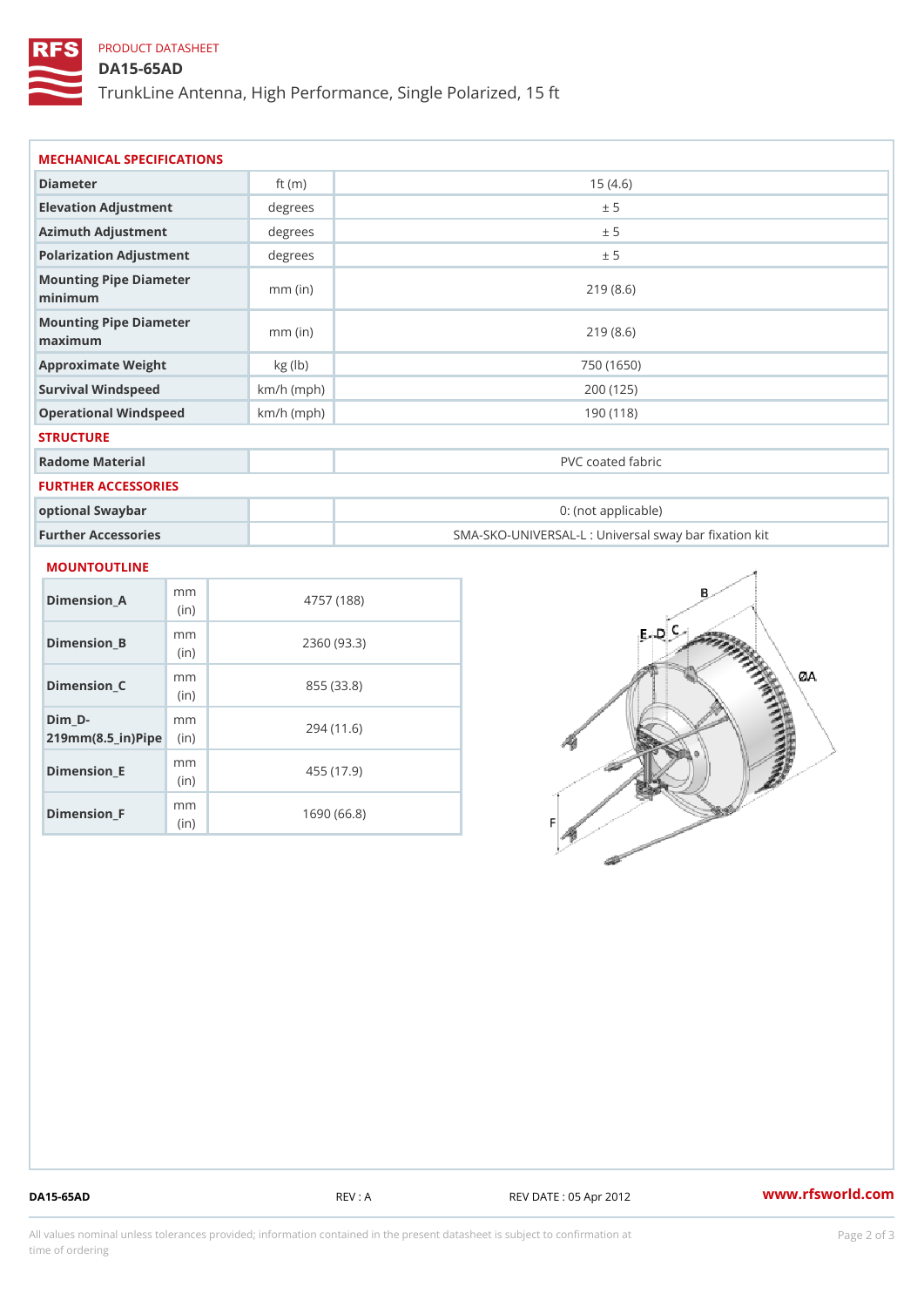PRODUCT DATASHEET

# DA15-65AD

TrunkLine Antenna, High Performance, Single Polarized, 15 ft

## MECHANICAL SPECIFICATIONS

| | | |
|---|---|---|
| Diameter | ft (m) | 15 (4.6) |
| Elevation Adjustment | degrees | ± 5 |
| Azimuth Adjustment | degrees | ± 5 |
| Polarization Adjustment | degrees | ± 5 |
| Mounting Pipe Diameter minimum | mm (in) | 219 (8.6) |
| Mounting Pipe Diameter maximum | mm (in) | 219 (8.6) |
| Approximate Weight | kg (lb) | 750 (1650) |
| Survival Windspeed | km/h (mph) | 200 (125) |
| Operational Windspeed | km/h (mph) | 190 (118) |

## STRUCTURE

| | | |
|---|---|---|
| Radome Material | | PVC coated fabric |

## FURTHER ACCESSORIES

| | | |
|---|---|---|
| optional Swaybar | | 0: (not applicable) |
| Further Accessories | | SMA-SKO-UNIVERSAL-L : Universal sway bar fixation kit |

## MOUNTOUTLINE

| | | |
|---|---|---|
| Dimension_A | mm (in) | 4757 (188) |
| Dimension_B | mm (in) | 2360 (93.3) |
| Dimension_C | mm (in) | 855 (33.8) |
| Dim_D-219mm(8.5_in)Pipe | mm (in) | 294 (11.6) |
| Dimension_E | mm (in) | 455 (17.9) |
| Dimension_F | mm (in) | 1690 (66.8) |

DA15-65AD REV : A REV DATE : 05 Apr 2012 www.rfsworld.com

All values nominal unless tolerances provided; information contained in the present datasheet is subject to confirmation at time of ordering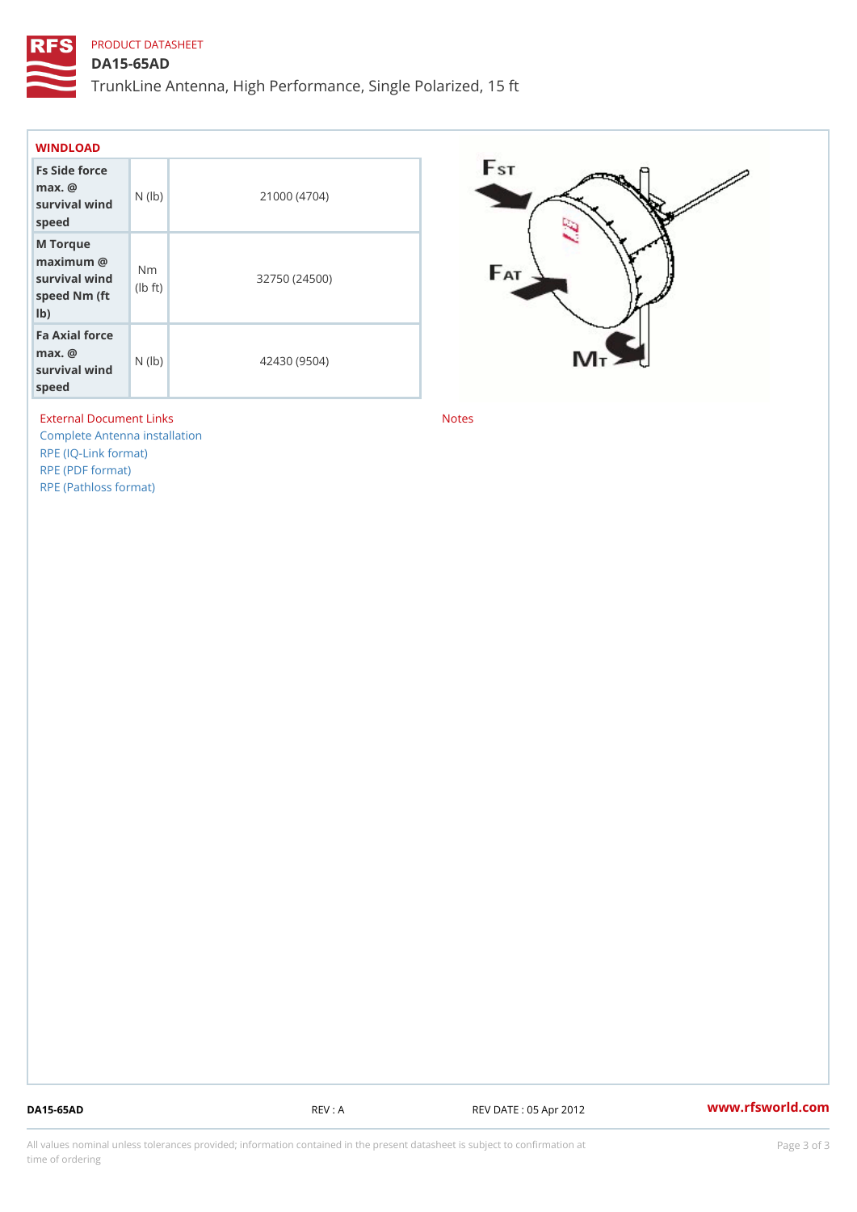PRODUCT DATASHEET

# DA15-65AD

TrunkLine Antenna, High Performance, Single Polarized, 15 ft

## WINDLOAD

| | | |
|---|---|---|
| Fs Side force max. @ survival wind speed | N (lb) | 21000 (4704) |
| M Torque maximum @ survival wind speed Nm (ft lb) | Nm (lb ft) | 32750 (24500) |
| Fa Axial force max. @ survival wind speed | N (lb) | 42430 (9504) |

FST

FAT

MT

External Document Links

Complete Antenna installation

RPE (IQ-Link format)

RPE (PDF format)

RPE (Pathloss format)

Notes

DA15-65AD REV : A REV DATE : 05 Apr 2012 www.rfsworld.com

All values nominal unless tolerances provided; information contained in the present datasheet is subject to confirmation at time of ordering